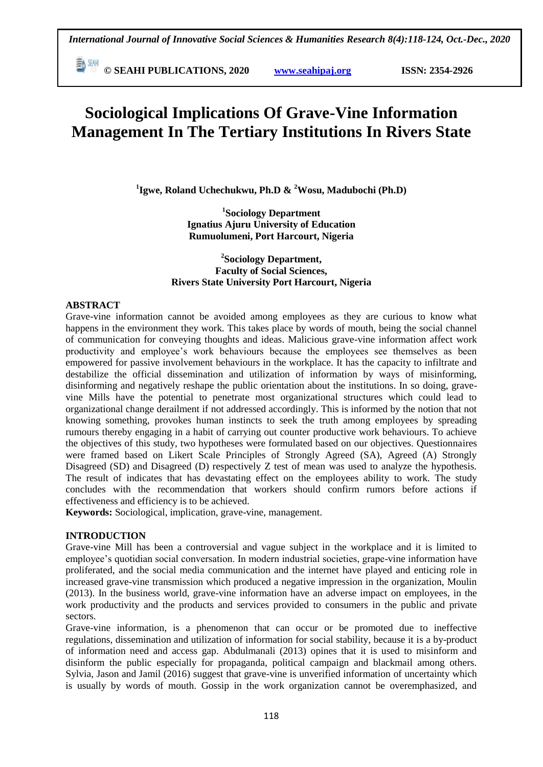# Sociological Implications Of Grave-Vine Information Management In The Tertiary Institutions In Rivers State

**[1]Igwe, Roland Uchechukwu, Ph.D & [2]Wosu, Madubochi (Ph.D)**

**[1]Sociology Department**
**Ignatius Ajuru University of Education**
**Rumuolumeni, Port Harcourt, Nigeria**

**[2]Sociology Department,**
**Faculty of Social Sciences,**
**Rivers State University Port Harcourt, Nigeria**

## ABSTRACT

Grave-vine information cannot be avoided among employees as they are curious to know what happens in the environment they work. This takes place by words of mouth, being the social channel of communication for conveying thoughts and ideas. Malicious grave-vine information affect work productivity and employee's work behaviours because the employees see themselves as been empowered for passive involvement behaviours in the workplace. It has the capacity to infiltrate and destabilize the official dissemination and utilization of information by ways of misinforming, disinforming and negatively reshape the public orientation about the institutions. In so doing, grave-vine Mills have the potential to penetrate most organizational structures which could lead to organizational change derailment if not addressed accordingly. This is informed by the notion that not knowing something, provokes human instincts to seek the truth among employees by spreading rumours thereby engaging in a habit of carrying out counter productive work behaviours. To achieve the objectives of this study, two hypotheses were formulated based on our objectives. Questionnaires were framed based on Likert Scale Principles of Strongly Agreed (SA), Agreed (A) Strongly Disagreed (SD) and Disagreed (D) respectively Z test of mean was used to analyze the hypothesis. The result of indicates that has devastating effect on the employees ability to work. The study concludes with the recommendation that workers should confirm rumors before actions if effectiveness and efficiency is to be achieved.

**Keywords:** Sociological, implication, grave-vine, management.

## INTRODUCTION

Grave-vine Mill has been a controversial and vague subject in the workplace and it is limited to employee's quotidian social conversation. In modern industrial societies, grape-vine information have proliferated, and the social media communication and the internet have played and enticing role in increased grave-vine transmission which produced a negative impression in the organization, Moulin (2013). In the business world, grave-vine information have an adverse impact on employees, in the work productivity and the products and services provided to consumers in the public and private sectors.

Grave-vine information, is a phenomenon that can occur or be promoted due to ineffective regulations, dissemination and utilization of information for social stability, because it is a by-product of information need and access gap. Abdulmanali (2013) opines that it is used to misinform and disinform the public especially for propaganda, political campaign and blackmail among others. Sylvia, Jason and Jamil (2016) suggest that grave-vine is unverified information of uncertainty which is usually by words of mouth. Gossip in the work organization cannot be overemphasized, and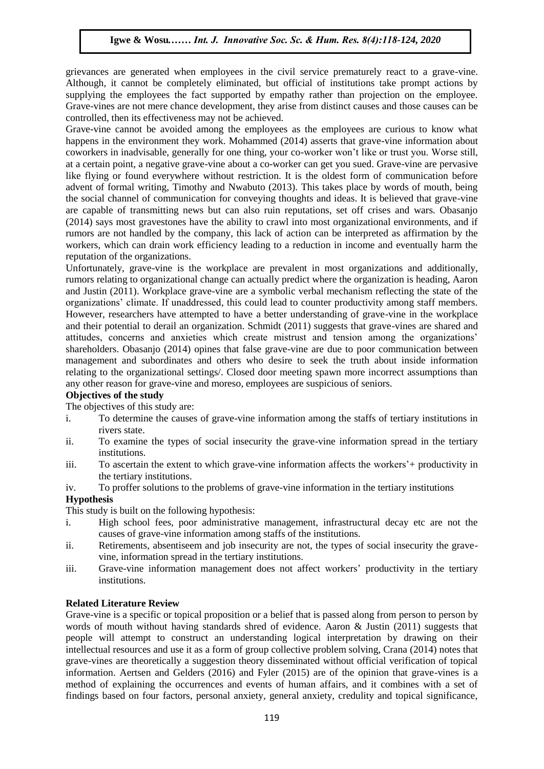grievances are generated when employees in the civil service prematurely react to a grave-vine. Although, it cannot be completely eliminated, but official of institutions take prompt actions by supplying the employees the fact supported by empathy rather than projection on the employee. Grave-vines are not mere chance development, they arise from distinct causes and those causes can be controlled, then its effectiveness may not be achieved.

Grave-vine cannot be avoided among the employees as the employees are curious to know what happens in the environment they work. Mohammed (2014) asserts that grave-vine information about coworkers in inadvisable, generally for one thing, your co-worker won't like or trust you. Worse still, at a certain point, a negative grave-vine about a co-worker can get you sued. Grave-vine are pervasive like flying or found everywhere without restriction. It is the oldest form of communication before advent of formal writing, Timothy and Nwabuto (2013). This takes place by words of mouth, being the social channel of communication for conveying thoughts and ideas. It is believed that grave-vine are capable of transmitting news but can also ruin reputations, set off crises and wars. Obasanjo (2014) says most gravestones have the ability to crawl into most organizational environments, and if rumors are not handled by the company, this lack of action can be interpreted as affirmation by the workers, which can drain work efficiency leading to a reduction in income and eventually harm the reputation of the organizations.

Unfortunately, grave-vine is the workplace are prevalent in most organizations and additionally, rumors relating to organizational change can actually predict where the organization is heading, Aaron and Justin (2011). Workplace grave-vine are a symbolic verbal mechanism reflecting the state of the organizations' climate. If unaddressed, this could lead to counter productivity among staff members. However, researchers have attempted to have a better understanding of grave-vine in the workplace and their potential to derail an organization. Schmidt (2011) suggests that grave-vines are shared and attitudes, concerns and anxieties which create mistrust and tension among the organizations' shareholders. Obasanjo (2014) opines that false grave-vine are due to poor communication between management and subordinates and others who desire to seek the truth about inside information relating to the organizational settings/. Closed door meeting spawn more incorrect assumptions than any other reason for grave-vine and moreso, employees are suspicious of seniors.

**Objectives of the study**

The objectives of this study are:

i. To determine the causes of grave-vine information among the staffs of tertiary institutions in rivers state.
ii. To examine the types of social insecurity the grave-vine information spread in the tertiary institutions.
iii. To ascertain the extent to which grave-vine information affects the workers'+ productivity in the tertiary institutions.
iv. To proffer solutions to the problems of grave-vine information in the tertiary institutions

**Hypothesis**

This study is built on the following hypothesis:

i. High school fees, poor administrative management, infrastructural decay etc are not the causes of grave-vine information among staffs of the institutions.
ii. Retirements, absentiseem and job insecurity are not, the types of social insecurity the grave-vine, information spread in the tertiary institutions.
iii. Grave-vine information management does not affect workers' productivity in the tertiary institutions.

**Related Literature Review**

Grave-vine is a specific or topical proposition or a belief that is passed along from person to person by words of mouth without having standards shred of evidence. Aaron & Justin (2011) suggests that people will attempt to construct an understanding logical interpretation by drawing on their intellectual resources and use it as a form of group collective problem solving, Crana (2014) notes that grave-vines are theoretically a suggestion theory disseminated without official verification of topical information. Aertsen and Gelders (2016) and Fyler (2015) are of the opinion that grave-vines is a method of explaining the occurrences and events of human affairs, and it combines with a set of findings based on four factors, personal anxiety, general anxiety, credulity and topical significance,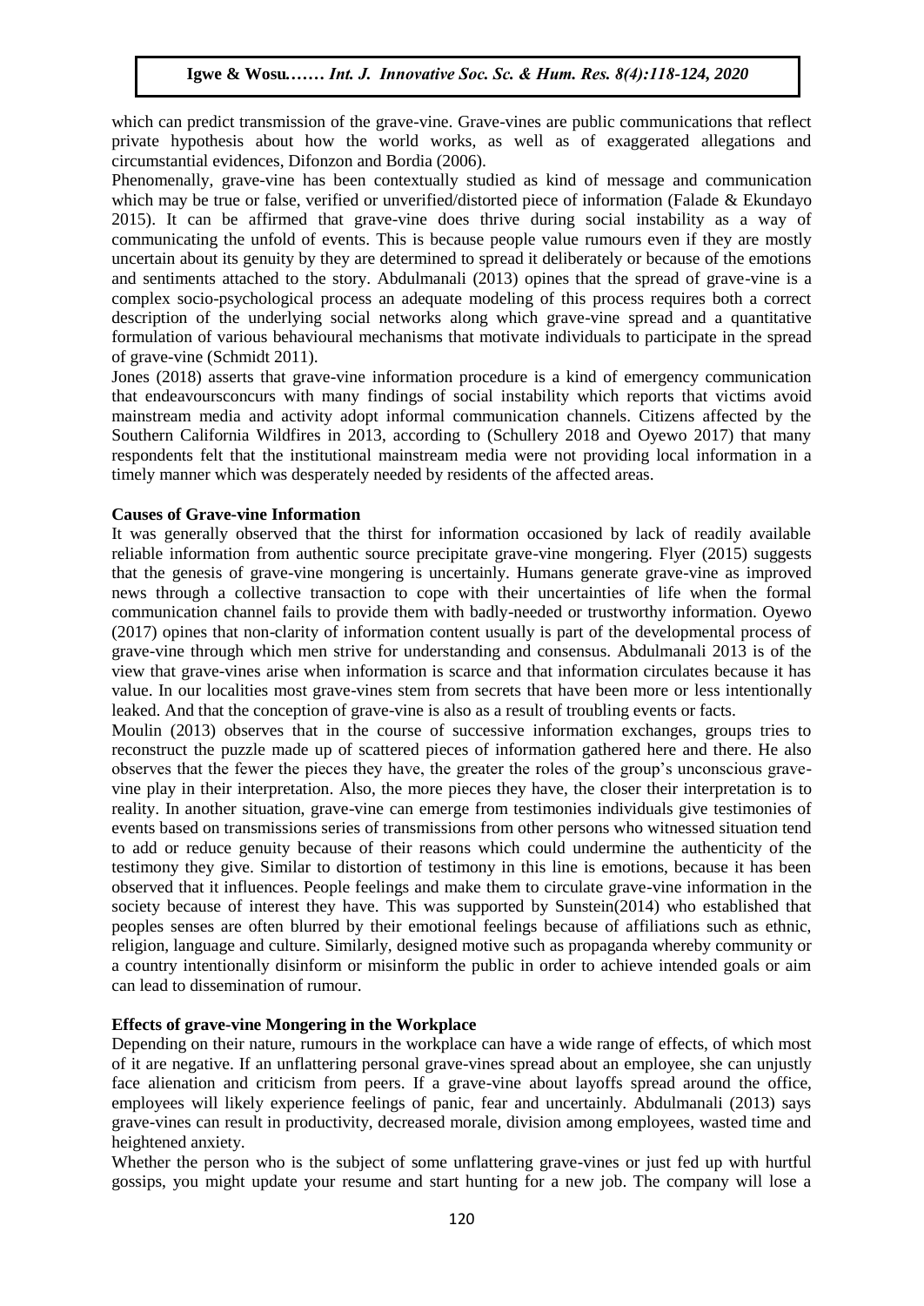which can predict transmission of the grave-vine. Grave-vines are public communications that reflect private hypothesis about how the world works, as well as of exaggerated allegations and circumstantial evidences, Difonzon and Bordia (2006).

Phenomenally, grave-vine has been contextually studied as kind of message and communication which may be true or false, verified or unverified/distorted piece of information (Falade & Ekundayo 2015). It can be affirmed that grave-vine does thrive during social instability as a way of communicating the unfold of events. This is because people value rumours even if they are mostly uncertain about its genuity by they are determined to spread it deliberately or because of the emotions and sentiments attached to the story. Abdulmanali (2013) opines that the spread of grave-vine is a complex socio-psychological process an adequate modeling of this process requires both a correct description of the underlying social networks along which grave-vine spread and a quantitative formulation of various behavioural mechanisms that motivate individuals to participate in the spread of grave-vine (Schmidt 2011).

Jones (2018) asserts that grave-vine information procedure is a kind of emergency communication that endeavoursconcurs with many findings of social instability which reports that victims avoid mainstream media and activity adopt informal communication channels. Citizens affected by the Southern California Wildfires in 2013, according to (Schullery 2018 and Oyewo 2017) that many respondents felt that the institutional mainstream media were not providing local information in a timely manner which was desperately needed by residents of the affected areas.

**Causes of Grave-vine Information**

It was generally observed that the thirst for information occasioned by lack of readily available reliable information from authentic source precipitate grave-vine mongering. Flyer (2015) suggests that the genesis of grave-vine mongering is uncertainly. Humans generate grave-vine as improved news through a collective transaction to cope with their uncertainties of life when the formal communication channel fails to provide them with badly-needed or trustworthy information. Oyewo (2017) opines that non-clarity of information content usually is part of the developmental process of grave-vine through which men strive for understanding and consensus. Abdulmanali 2013 is of the view that grave-vines arise when information is scarce and that information circulates because it has value. In our localities most grave-vines stem from secrets that have been more or less intentionally leaked. And that the conception of grave-vine is also as a result of troubling events or facts.

Moulin (2013) observes that in the course of successive information exchanges, groups tries to reconstruct the puzzle made up of scattered pieces of information gathered here and there. He also observes that the fewer the pieces they have, the greater the roles of the group's unconscious grave-vine play in their interpretation. Also, the more pieces they have, the closer their interpretation is to reality. In another situation, grave-vine can emerge from testimonies individuals give testimonies of events based on transmissions series of transmissions from other persons who witnessed situation tend to add or reduce genuity because of their reasons which could undermine the authenticity of the testimony they give. Similar to distortion of testimony in this line is emotions, because it has been observed that it influences. People feelings and make them to circulate grave-vine information in the society because of interest they have. This was supported by Sunstein(2014) who established that peoples senses are often blurred by their emotional feelings because of affiliations such as ethnic, religion, language and culture. Similarly, designed motive such as propaganda whereby community or a country intentionally disinform or misinform the public in order to achieve intended goals or aim can lead to dissemination of rumour.

**Effects of grave-vine Mongering in the Workplace**

Depending on their nature, rumours in the workplace can have a wide range of effects, of which most of it are negative. If an unflattering personal grave-vines spread about an employee, she can unjustly face alienation and criticism from peers. If a grave-vine about layoffs spread around the office, employees will likely experience feelings of panic, fear and uncertainly. Abdulmanali (2013) says grave-vines can result in productivity, decreased morale, division among employees, wasted time and heightened anxiety.

Whether the person who is the subject of some unflattering grave-vines or just fed up with hurtful gossips, you might update your resume and start hunting for a new job. The company will lose a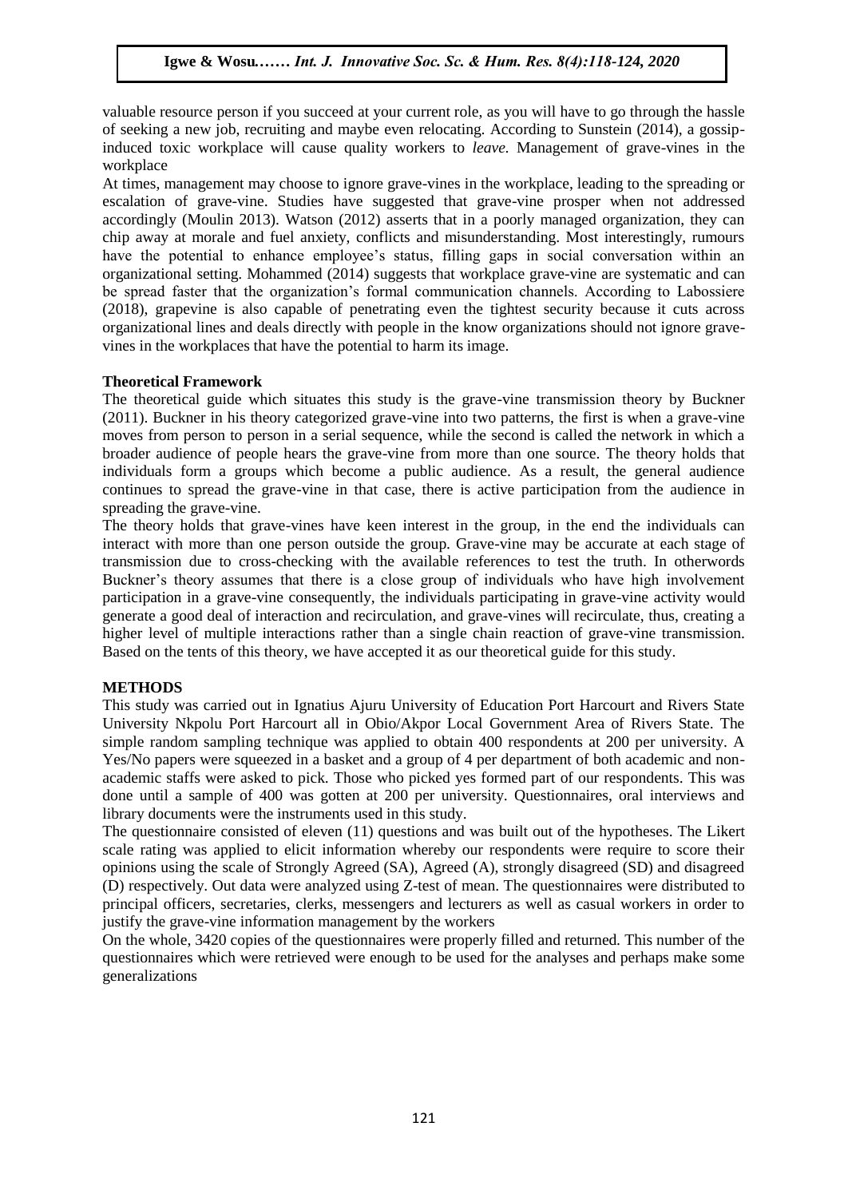valuable resource person if you succeed at your current role, as you will have to go through the hassle of seeking a new job, recruiting and maybe even relocating. According to Sunstein (2014), a gossip-induced toxic workplace will cause quality workers to *leave.* Management of grave-vines in the workplace

At times, management may choose to ignore grave-vines in the workplace, leading to the spreading or escalation of grave-vine. Studies have suggested that grave-vine prosper when not addressed accordingly (Moulin 2013). Watson (2012) asserts that in a poorly managed organization, they can chip away at morale and fuel anxiety, conflicts and misunderstanding. Most interestingly, rumours have the potential to enhance employee's status, filling gaps in social conversation within an organizational setting. Mohammed (2014) suggests that workplace grave-vine are systematic and can be spread faster that the organization's formal communication channels. According to Labossiere (2018), grapevine is also capable of penetrating even the tightest security because it cuts across organizational lines and deals directly with people in the know organizations should not ignore grave-vines in the workplaces that have the potential to harm its image.

**Theoretical Framework**

The theoretical guide which situates this study is the grave-vine transmission theory by Buckner (2011). Buckner in his theory categorized grave-vine into two patterns, the first is when a grave-vine moves from person to person in a serial sequence, while the second is called the network in which a broader audience of people hears the grave-vine from more than one source. The theory holds that individuals form a groups which become a public audience. As a result, the general audience continues to spread the grave-vine in that case, there is active participation from the audience in spreading the grave-vine.

The theory holds that grave-vines have keen interest in the group, in the end the individuals can interact with more than one person outside the group. Grave-vine may be accurate at each stage of transmission due to cross-checking with the available references to test the truth. In otherwords Buckner's theory assumes that there is a close group of individuals who have high involvement participation in a grave-vine consequently, the individuals participating in grave-vine activity would generate a good deal of interaction and recirculation, and grave-vines will recirculate, thus, creating a higher level of multiple interactions rather than a single chain reaction of grave-vine transmission. Based on the tents of this theory, we have accepted it as our theoretical guide for this study.

**METHODS**

This study was carried out in Ignatius Ajuru University of Education Port Harcourt and Rivers State University Nkpolu Port Harcourt all in Obio/Akpor Local Government Area of Rivers State. The simple random sampling technique was applied to obtain 400 respondents at 200 per university. A Yes/No papers were squeezed in a basket and a group of 4 per department of both academic and non-academic staffs were asked to pick. Those who picked yes formed part of our respondents. This was done until a sample of 400 was gotten at 200 per university. Questionnaires, oral interviews and library documents were the instruments used in this study.

The questionnaire consisted of eleven (11) questions and was built out of the hypotheses. The Likert scale rating was applied to elicit information whereby our respondents were require to score their opinions using the scale of Strongly Agreed (SA), Agreed (A), strongly disagreed (SD) and disagreed (D) respectively. Out data were analyzed using Z-test of mean. The questionnaires were distributed to principal officers, secretaries, clerks, messengers and lecturers as well as casual workers in order to justify the grave-vine information management by the workers

On the whole, 3420 copies of the questionnaires were properly filled and returned. This number of the questionnaires which were retrieved were enough to be used for the analyses and perhaps make some generalizations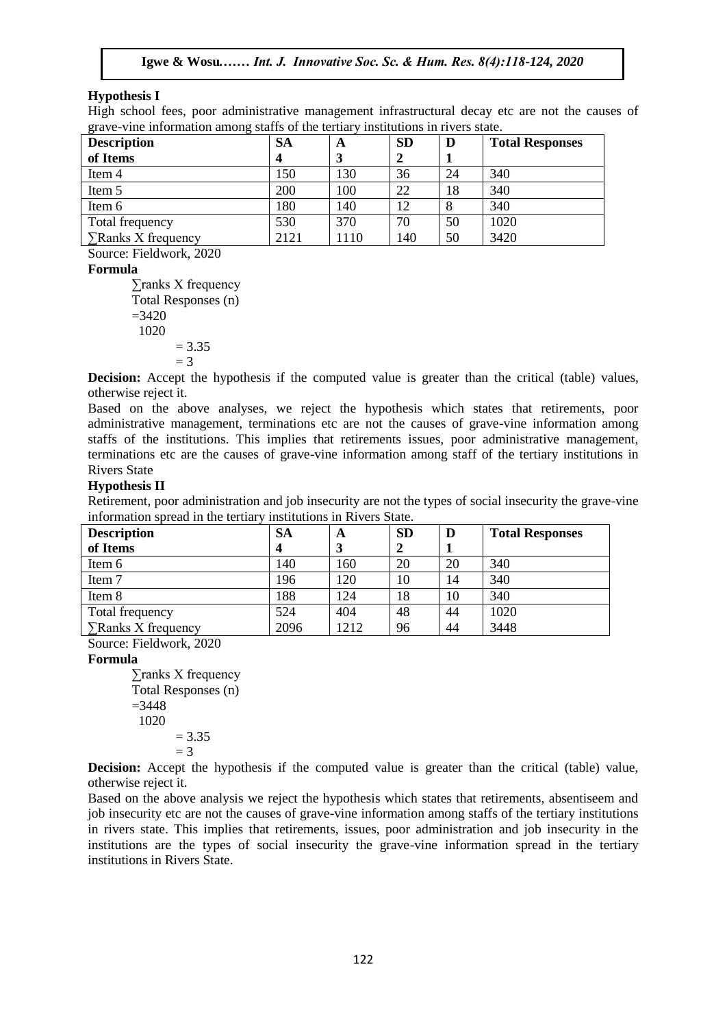**Hypothesis I**

High school fees, poor administrative management infrastructural decay etc are not the causes of grave-vine information among staffs of the tertiary institutions in rivers state.

| Description of Items | SA 4 | A 3 | SD 2 | D 1 | Total Responses |
|---|---|---|---|---|---|
| Item 4 | 150 | 130 | 36 | 24 | 340 |
| Item 5 | 200 | 100 | 22 | 18 | 340 |
| Item 6 | 180 | 140 | 12 | 8 | 340 |
| Total frequency | 530 | 370 | 70 | 50 | 1020 |
| ∑Ranks X frequency | 2121 | 1110 | 140 | 50 | 3420 |

Source: Fieldwork, 2020

**Formula**

∑ranks X frequency
Total Responses (n)
=3420
1020
= 3.35
= 3

**Decision:** Accept the hypothesis if the computed value is greater than the critical (table) values, otherwise reject it.

Based on the above analyses, we reject the hypothesis which states that retirements, poor administrative management, terminations etc are not the causes of grave-vine information among staffs of the institutions. This implies that retirements issues, poor administrative management, terminations etc are the causes of grave-vine information among staff of the tertiary institutions in Rivers State

**Hypothesis II**

Retirement, poor administration and job insecurity are not the types of social insecurity the grave-vine information spread in the tertiary institutions in Rivers State.

| Description of Items | SA 4 | A 3 | SD 2 | D 1 | Total Responses |
|---|---|---|---|---|---|
| Item 6 | 140 | 160 | 20 | 20 | 340 |
| Item 7 | 196 | 120 | 10 | 14 | 340 |
| Item 8 | 188 | 124 | 18 | 10 | 340 |
| Total frequency | 524 | 404 | 48 | 44 | 1020 |
| ∑Ranks X frequency | 2096 | 1212 | 96 | 44 | 3448 |

Source: Fieldwork, 2020

**Formula**

∑ranks X frequency
Total Responses (n)
=3448
1020
= 3.35
= 3

**Decision:** Accept the hypothesis if the computed value is greater than the critical (table) value, otherwise reject it.

Based on the above analysis we reject the hypothesis which states that retirements, absentiseem and job insecurity etc are not the causes of grave-vine information among staffs of the tertiary institutions in rivers state. This implies that retirements, issues, poor administration and job insecurity in the institutions are the types of social insecurity the grave-vine information spread in the tertiary institutions in Rivers State.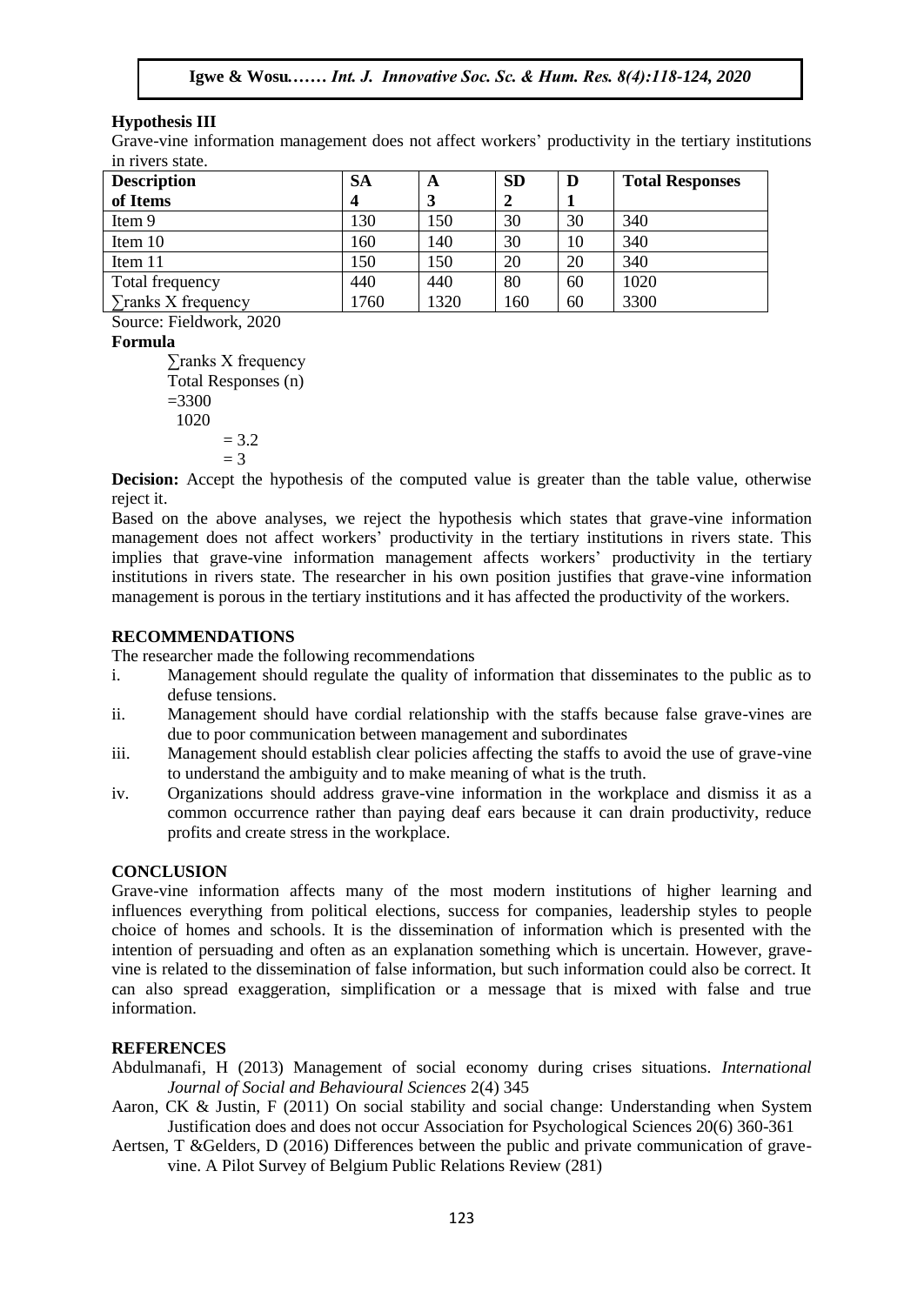**Hypothesis III**

Grave-vine information management does not affect workers' productivity in the tertiary institutions in rivers state.

| Description of Items | SA 4 | A 3 | SD 2 | D 1 | Total Responses |
|---|---|---|---|---|---|
| Item 9 | 130 | 150 | 30 | 30 | 340 |
| Item 10 | 160 | 140 | 30 | 10 | 340 |
| Item 11 | 150 | 150 | 20 | 20 | 340 |
| Total frequency | 440 | 440 | 80 | 60 | 1020 |
| ∑ranks X frequency | 1760 | 1320 | 160 | 60 | 3300 |

Source: Fieldwork, 2020

**Formula**

$$\frac{\sum \text{ranks X frequency}}{\text{Total Responses (n)}}$$

$$= \frac{3300}{1020}$$

$$= 3.2$$

$$= 3$$

**Decision:** Accept the hypothesis of the computed value is greater than the table value, otherwise reject it.

Based on the above analyses, we reject the hypothesis which states that grave-vine information management does not affect workers' productivity in the tertiary institutions in rivers state. This implies that grave-vine information management affects workers' productivity in the tertiary institutions in rivers state. The researcher in his own position justifies that grave-vine information management is porous in the tertiary institutions and it has affected the productivity of the workers.

## RECOMMENDATIONS

The researcher made the following recommendations

i. Management should regulate the quality of information that disseminates to the public as to defuse tensions.
ii. Management should have cordial relationship with the staffs because false grave-vines are due to poor communication between management and subordinates
iii. Management should establish clear policies affecting the staffs to avoid the use of grave-vine to understand the ambiguity and to make meaning of what is the truth.
iv. Organizations should address grave-vine information in the workplace and dismiss it as a common occurrence rather than paying deaf ears because it can drain productivity, reduce profits and create stress in the workplace.

## CONCLUSION

Grave-vine information affects many of the most modern institutions of higher learning and influences everything from political elections, success for companies, leadership styles to people choice of homes and schools. It is the dissemination of information which is presented with the intention of persuading and often as an explanation something which is uncertain. However, grave-vine is related to the dissemination of false information, but such information could also be correct. It can also spread exaggeration, simplification or a message that is mixed with false and true information.

## REFERENCES

Abdulmanafi, H (2013) Management of social economy during crises situations. *International Journal of Social and Behavioural Sciences* 2(4) 345

Aaron, CK & Justin, F (2011) On social stability and social change: Understanding when System Justification does and does not occur Association for Psychological Sciences 20(6) 360-361

Aertsen, T &Gelders, D (2016) Differences between the public and private communication of grave-vine. A Pilot Survey of Belgium Public Relations Review (281)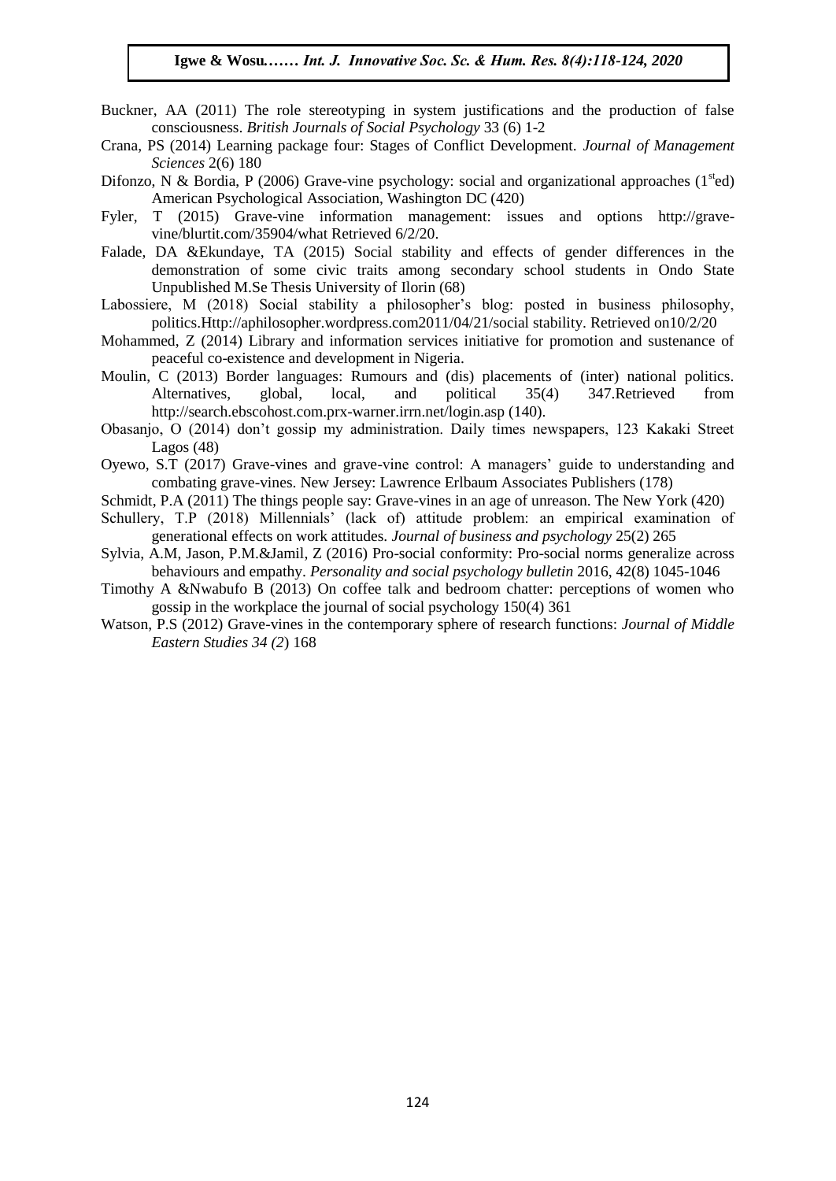Buckner, AA (2011) The role stereotyping in system justifications and the production of false consciousness. *British Journals of Social Psychology* 33 (6) 1-2

Crana, PS (2014) Learning package four: Stages of Conflict Development. *Journal of Management Sciences* 2(6) 180

Difonzo, N & Bordia, P (2006) Grave-vine psychology: social and organizational approaches (1[st]ed) American Psychological Association, Washington DC (420)

Fyler, T (2015) Grave-vine information management: issues and options http://grave-vine/blurtit.com/35904/what Retrieved 6/2/20.

Falade, DA &Ekundaye, TA (2015) Social stability and effects of gender differences in the demonstration of some civic traits among secondary school students in Ondo State Unpublished M.Se Thesis University of Ilorin (68)

Labossiere, M (2018) Social stability a philosopher's blog: posted in business philosophy, politics.Http://aphilosopher.wordpress.com2011/04/21/social stability. Retrieved on10/2/20

Mohammed, Z (2014) Library and information services initiative for promotion and sustenance of peaceful co-existence and development in Nigeria.

Moulin, C (2013) Border languages: Rumours and (dis) placements of (inter) national politics. Alternatives, global, local, and political 35(4) 347.Retrieved from http://search.ebscohost.com.prx-warner.irrn.net/login.asp (140).

Obasanjo, O (2014) don't gossip my administration. Daily times newspapers, 123 Kakaki Street Lagos (48)

Oyewo, S.T (2017) Grave-vines and grave-vine control: A managers' guide to understanding and combating grave-vines. New Jersey: Lawrence Erlbaum Associates Publishers (178)

Schmidt, P.A (2011) The things people say: Grave-vines in an age of unreason. The New York (420)

Schullery, T.P (2018) Millennials' (lack of) attitude problem: an empirical examination of generational effects on work attitudes. *Journal of business and psychology* 25(2) 265

Sylvia, A.M, Jason, P.M.&Jamil, Z (2016) Pro-social conformity: Pro-social norms generalize across behaviours and empathy. *Personality and social psychology bulletin* 2016, 42(8) 1045-1046

Timothy A &Nwabufo B (2013) On coffee talk and bedroom chatter: perceptions of women who gossip in the workplace the journal of social psychology 150(4) 361

Watson, P.S (2012) Grave-vines in the contemporary sphere of research functions: *Journal of Middle Eastern Studies 34 (2*) 168